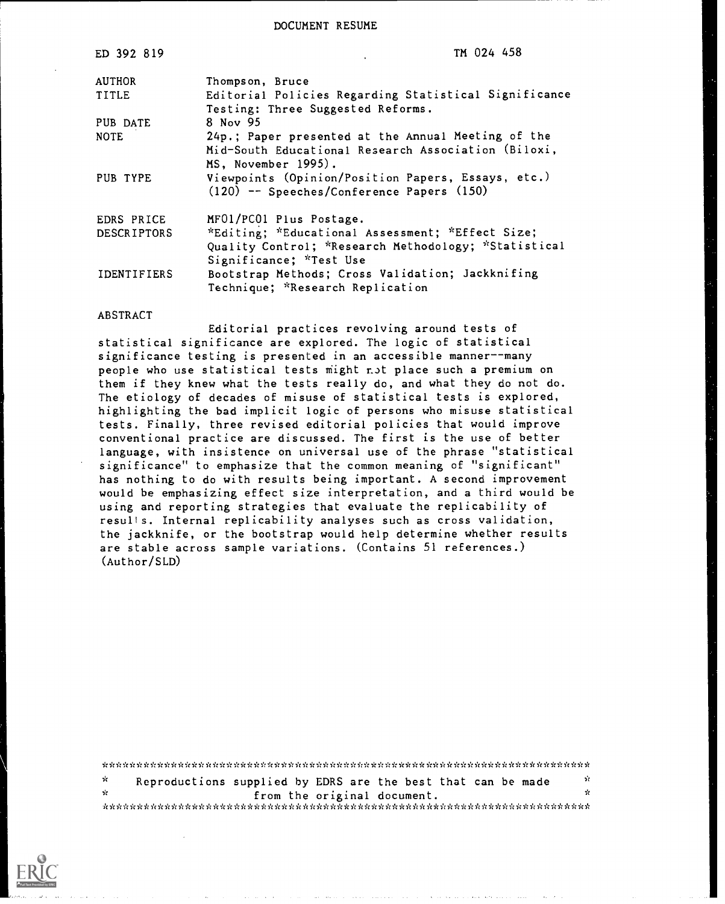DOCUMENT RESUME

| | |
|---|---|
| ED 392 819 | TM 024 458 |
| AUTHOR | Thompson, Bruce |
| TITLE | Editorial Policies Regarding Statistical Significance Testing: Three Suggested Reforms. |
| PUB DATE | 8 Nov 95 |
| NOTE | 24p.; Paper presented at the Annual Meeting of the Mid-South Educational Research Association (Biloxi, MS, November 1995). |
| PUB TYPE | Viewpoints (Opinion/Position Papers, Essays, etc.) (120) -- Speeches/Conference Papers (150) |
| EDRS PRICE | MF01/PC01 Plus Postage. |
| DESCRIPTORS | *Editing; *Educational Assessment; *Effect Size; Quality Control; *Research Methodology; *Statistical Significance; *Test Use |
| IDENTIFIERS | Bootstrap Methods; Cross Validation; Jackknifing Technique; *Research Replication |

ABSTRACT

Editorial practices revolving around tests of statistical significance are explored. The logic of statistical significance testing is presented in an accessible manner--many people who use statistical tests might not place such a premium on them if they knew what the tests really do, and what they do not do. The etiology of decades of misuse of statistical tests is explored, highlighting the bad implicit logic of persons who misuse statistical tests. Finally, three revised editorial policies that would improve conventional practice are discussed. The first is the use of better language, with insistence on universal use of the phrase "statistical significance" to emphasize that the common meaning of "significant" has nothing to do with results being important. A second improvement would be emphasizing effect size interpretation, and a third would be using and reporting strategies that evaluate the replicability of results. Internal replicability analyses such as cross validation, the jackknife, or the bootstrap would help determine whether results are stable across sample variations. (Contains 51 references.) (Author/SLD)

***********************************************************************
* Reproductions supplied by EDRS are the best that can be made *
* from the original document. *
***********************************************************************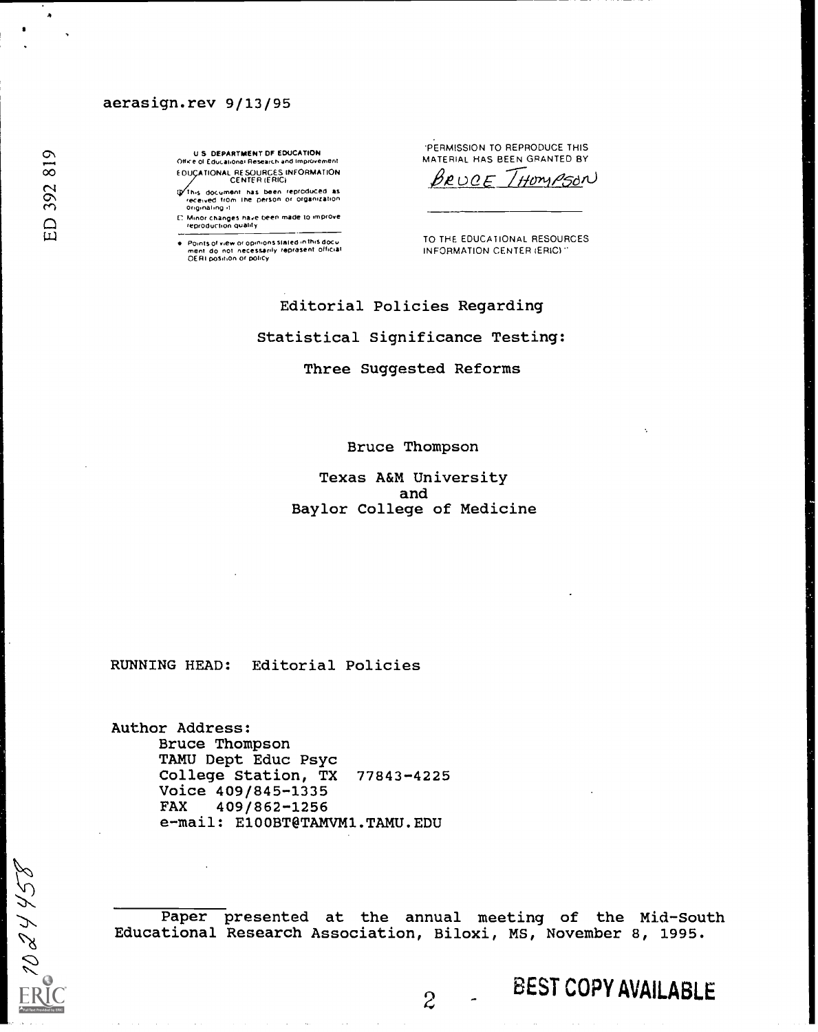aerasign.rev 9/13/95

ED 392 819

U.S. DEPARTMENT OF EDUCATION
Office of Educational Research and Improvement
EDUCATIONAL RESOURCES INFORMATION CENTER (ERIC)

This document has been reproduced as received from the person or organization originating it.

Minor changes have been made to improve reproduction quality.

Points of view or opinions stated in this document do not necessarily represent official OERI position or policy.

"PERMISSION TO REPRODUCE THIS MATERIAL HAS BEEN GRANTED BY

Bruce Thompson

TO THE EDUCATIONAL RESOURCES INFORMATION CENTER (ERIC)"

# Editorial Policies Regarding Statistical Significance Testing: Three Suggested Reforms

Bruce Thompson

Texas A&M University
and
Baylor College of Medicine

RUNNING HEAD: Editorial Policies

Author Address:
Bruce Thompson
TAMU Dept Educ Psyc
College Station, TX 77843-4225
Voice 409/845-1335
FAX 409/862-1256
e-mail: E100BT@TAMVM1.TAMU.EDU

Paper presented at the annual meeting of the Mid-South Educational Research Association, Biloxi, MS, November 8, 1995.

TM024458

BEST COPY AVAILABLE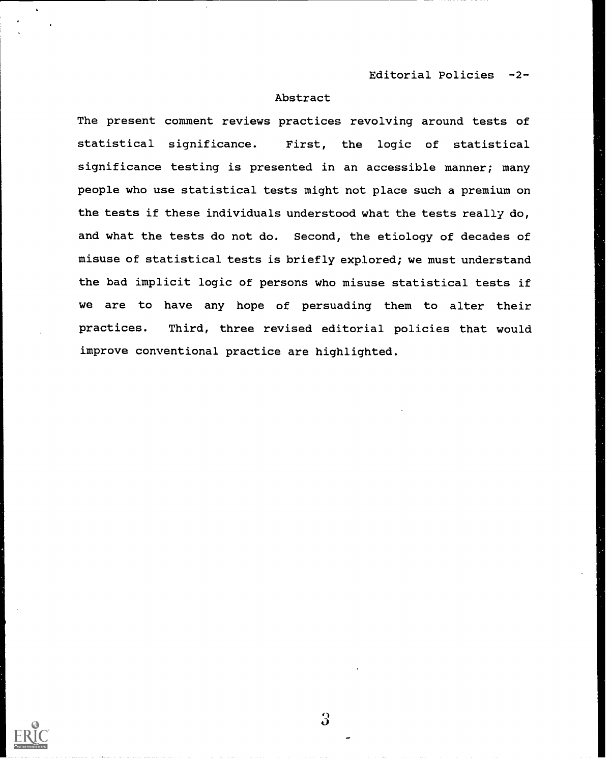## Abstract

The present comment reviews practices revolving around tests of statistical significance. First, the logic of statistical significance testing is presented in an accessible manner; many people who use statistical tests might not place such a premium on the tests if these individuals understood what the tests really do, and what the tests do not do. Second, the etiology of decades of misuse of statistical tests is briefly explored; we must understand the bad implicit logic of persons who misuse statistical tests if we are to have any hope of persuading them to alter their practices. Third, three revised editorial policies that would improve conventional practice are highlighted.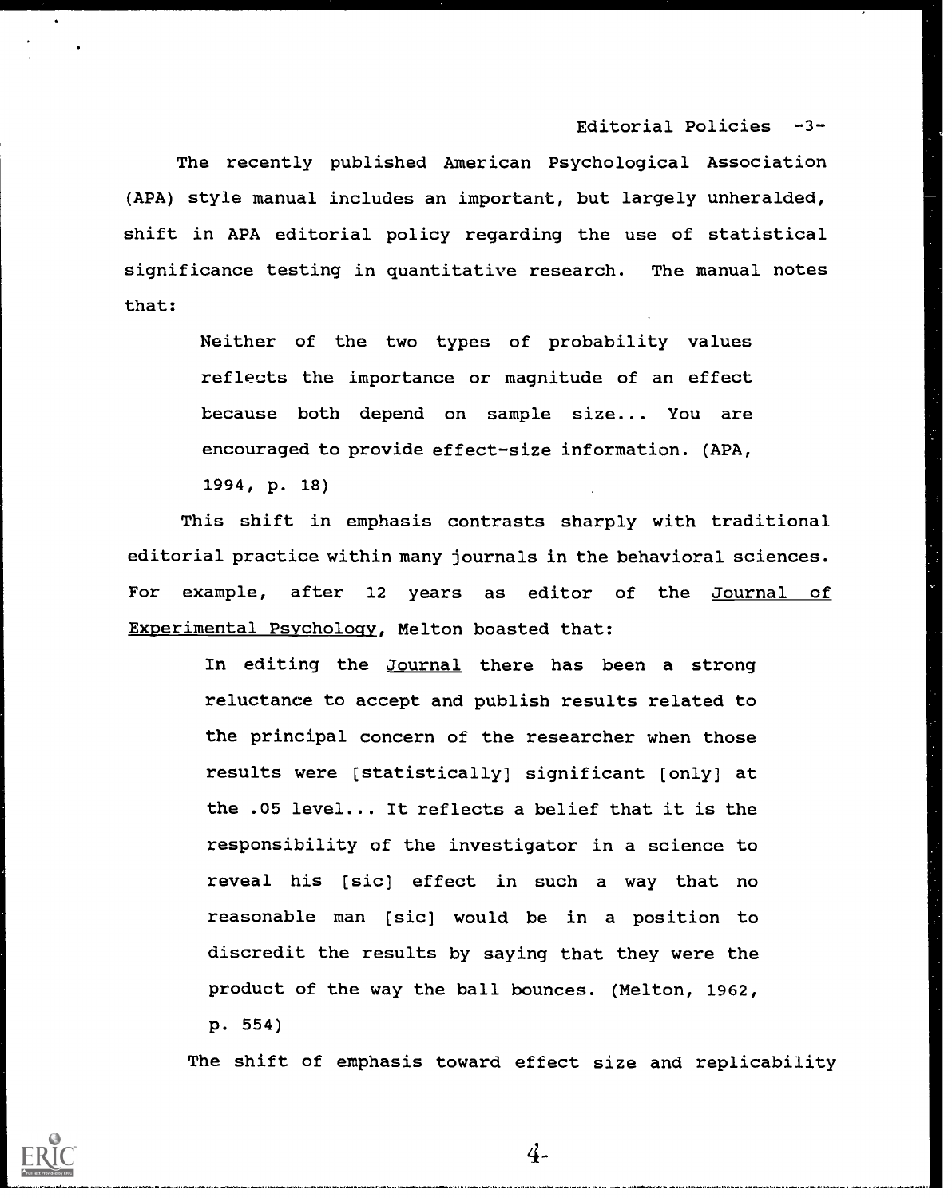The recently published American Psychological Association (APA) style manual includes an important, but largely unheralded, shift in APA editorial policy regarding the use of statistical significance testing in quantitative research. The manual notes that:

> Neither of the two types of probability values reflects the importance or magnitude of an effect because both depend on sample size... You are encouraged to provide effect-size information. (APA, 1994, p. 18)

This shift in emphasis contrasts sharply with traditional editorial practice within many journals in the behavioral sciences. For example, after 12 years as editor of the Journal of Experimental Psychology, Melton boasted that:

> In editing the Journal there has been a strong reluctance to accept and publish results related to the principal concern of the researcher when those results were [statistically] significant [only] at the .05 level... It reflects a belief that it is the responsibility of the investigator in a science to reveal his [sic] effect in such a way that no reasonable man [sic] would be in a position to discredit the results by saying that they were the product of the way the ball bounces. (Melton, 1962, p. 554)

The shift of emphasis toward effect size and replicability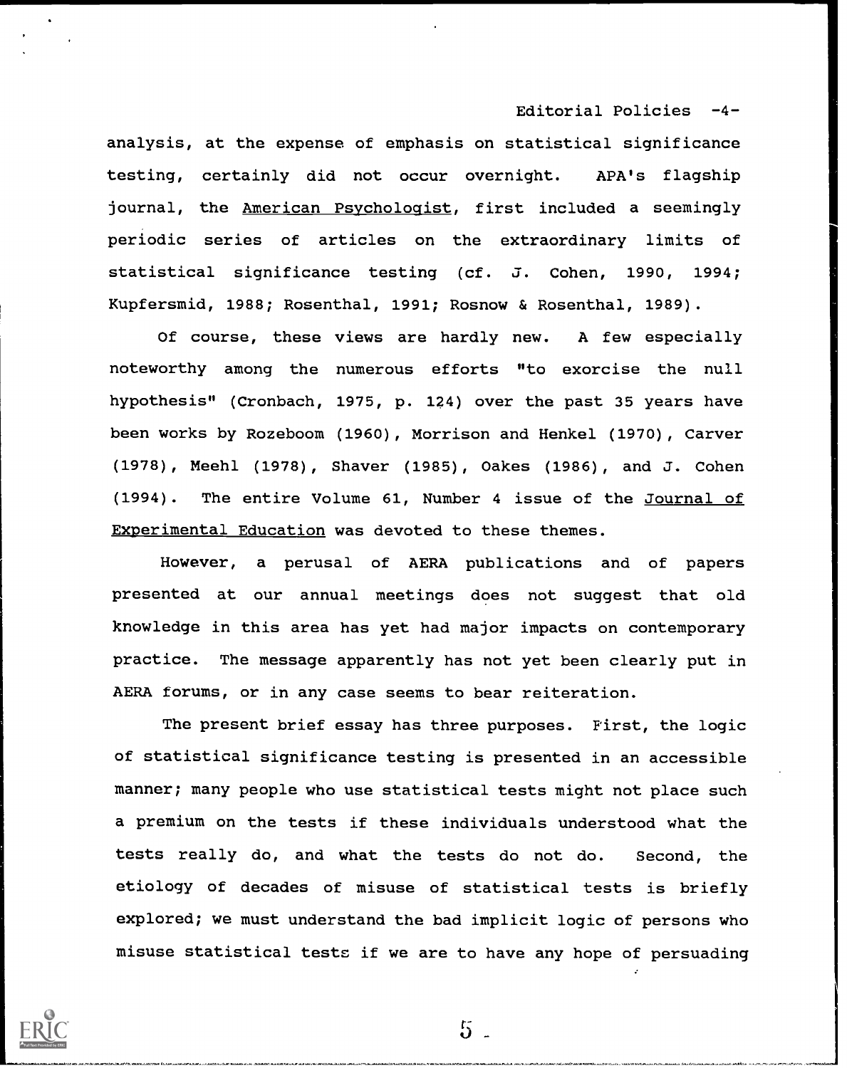analysis, at the expense of emphasis on statistical significance testing, certainly did not occur overnight. APA's flagship journal, the *American Psychologist*, first included a seemingly periodic series of articles on the extraordinary limits of statistical significance testing (cf. J. Cohen, 1990, 1994; Kupfersmid, 1988; Rosenthal, 1991; Rosnow & Rosenthal, 1989).

Of course, these views are hardly new. A few especially noteworthy among the numerous efforts "to exorcise the null hypothesis" (Cronbach, 1975, p. 124) over the past 35 years have been works by Rozeboom (1960), Morrison and Henkel (1970), Carver (1978), Meehl (1978), Shaver (1985), Oakes (1986), and J. Cohen (1994). The entire Volume 61, Number 4 issue of the *Journal of Experimental Education* was devoted to these themes.

However, a perusal of AERA publications and of papers presented at our annual meetings does not suggest that old knowledge in this area has yet had major impacts on contemporary practice. The message apparently has not yet been clearly put in AERA forums, or in any case seems to bear reiteration.

The present brief essay has three purposes. First, the logic of statistical significance testing is presented in an accessible manner; many people who use statistical tests might not place such a premium on the tests if these individuals understood what the tests really do, and what the tests do not do. Second, the etiology of decades of misuse of statistical tests is briefly explored; we must understand the bad implicit logic of persons who misuse statistical tests if we are to have any hope of persuading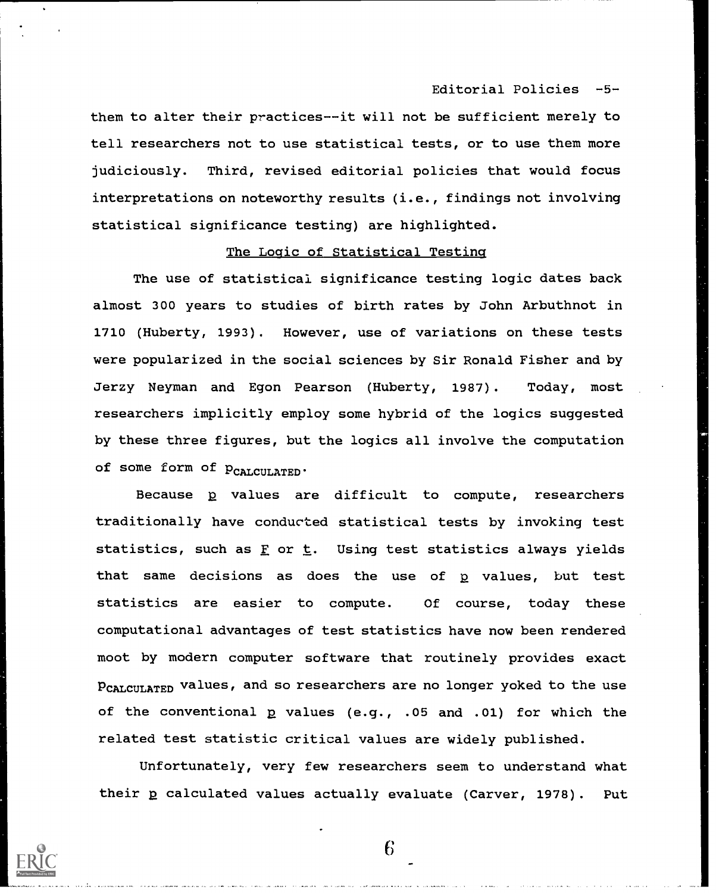them to alter their practices--it will not be sufficient merely to tell researchers not to use statistical tests, or to use them more judiciously. Third, revised editorial policies that would focus interpretations on noteworthy results (i.e., findings not involving statistical significance testing) are highlighted.

## The Logic of Statistical Testing

The use of statistical significance testing logic dates back almost 300 years to studies of birth rates by John Arbuthnot in 1710 (Huberty, 1993). However, use of variations on these tests were popularized in the social sciences by Sir Ronald Fisher and by Jerzy Neyman and Egon Pearson (Huberty, 1987). Today, most researchers implicitly employ some hybrid of the logics suggested by these three figures, but the logics all involve the computation of some form of $p_{CALCULATED}$.

Because *p* values are difficult to compute, researchers traditionally have conducted statistical tests by invoking test statistics, such as *F* or *t*. Using test statistics always yields that same decisions as does the use of *p* values, but test statistics are easier to compute. Of course, today these computational advantages of test statistics have now been rendered moot by modern computer software that routinely provides exact $p_{CALCULATED}$ values, and so researchers are no longer yoked to the use of the conventional *p* values (e.g., .05 and .01) for which the related test statistic critical values are widely published.

Unfortunately, very few researchers seem to understand what their *p* calculated values actually evaluate (Carver, 1978). Put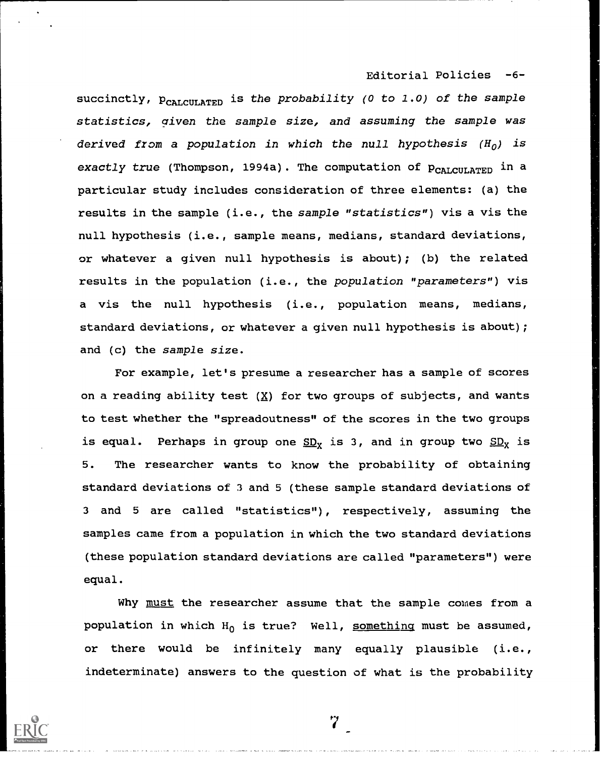succinctly, $p_{CALCULATED}$ is *the probability (0 to 1.0) of the sample statistics, given the sample size, and assuming the sample was derived from a population in which the null hypothesis ($H_0$) is exactly true* (Thompson, 1994a). The computation of $p_{CALCULATED}$ in a particular study includes consideration of three elements: (a) the results in the sample (i.e., the *sample "statistics"*) vis a vis the null hypothesis (i.e., sample means, medians, standard deviations, or whatever a given null hypothesis is about); (b) the related results in the population (i.e., the *population "parameters"*) vis a vis the null hypothesis (i.e., population means, medians, standard deviations, or whatever a given null hypothesis is about); and (c) the *sample size*.

For example, let's presume a researcher has a sample of scores on a reading ability test ($\underline{X}$) for two groups of subjects, and wants to test whether the "spreadoutness" of the scores in the two groups is equal. Perhaps in group one $\underline{SD}_X$ is 3, and in group two $\underline{SD}_X$ is 5. The researcher wants to know the probability of obtaining standard deviations of 3 and 5 (these sample standard deviations of 3 and 5 are called "statistics"), respectively, assuming the samples came from a population in which the two standard deviations (these population standard deviations are called "parameters") were equal.

Why must the researcher assume that the sample comes from a population in which $H_0$ is true? Well, something must be assumed, or there would be infinitely many equally plausible (i.e., indeterminate) answers to the question of what is the probability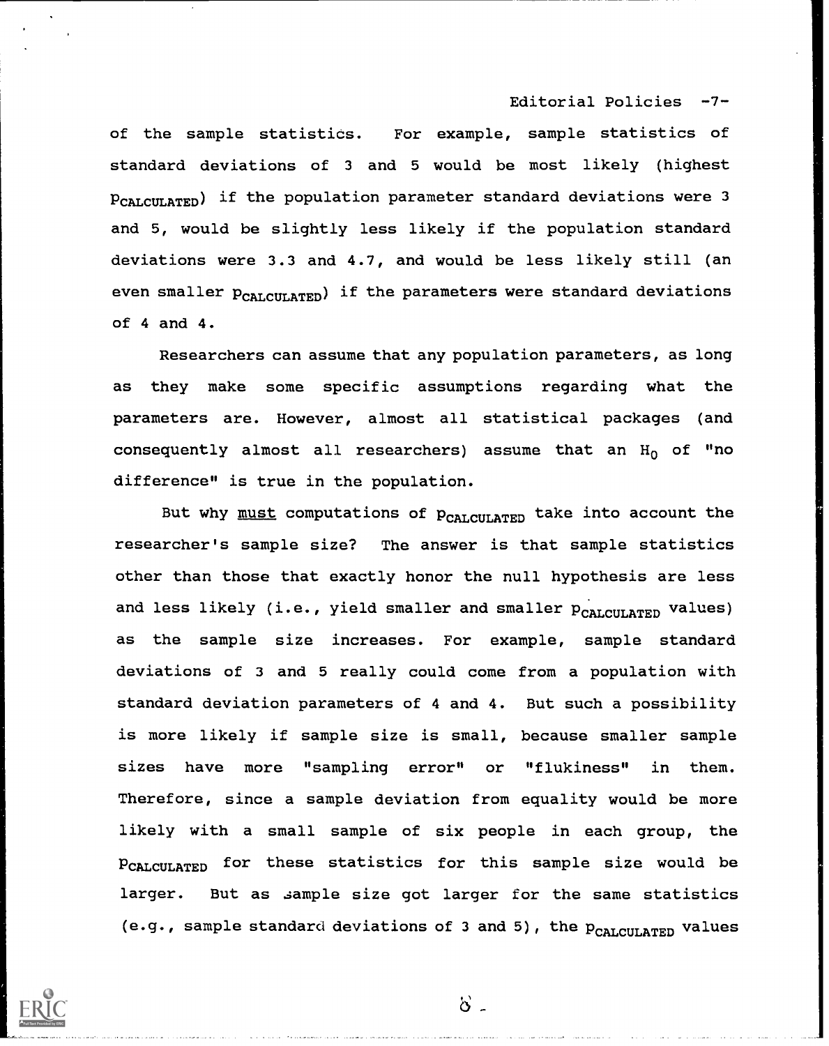of the sample statistics. For example, sample statistics of standard deviations of 3 and 5 would be most likely (highest $p_{CALCULATED}$) if the population parameter standard deviations were 3 and 5, would be slightly less likely if the population standard deviations were 3.3 and 4.7, and would be less likely still (an even smaller $p_{CALCULATED}$) if the parameters were standard deviations of 4 and 4.

Researchers can assume that any population parameters, as long as they make some specific assumptions regarding what the parameters are. However, almost all statistical packages (and consequently almost all researchers) assume that an $H_0$ of "no difference" is true in the population.

But why _must_ computations of $p_{CALCULATED}$ take into account the researcher's sample size? The answer is that sample statistics other than those that exactly honor the null hypothesis are less and less likely (i.e., yield smaller and smaller $p_{CALCULATED}$ values) as the sample size increases. For example, sample standard deviations of 3 and 5 really could come from a population with standard deviation parameters of 4 and 4. But such a possibility is more likely if sample size is small, because smaller sample sizes have more "sampling error" or "flukiness" in them. Therefore, since a sample deviation from equality would be more likely with a small sample of six people in each group, the $p_{CALCULATED}$ for these statistics for this sample size would be larger. But as sample size got larger for the same statistics (e.g., sample standard deviations of 3 and 5), the $p_{CALCULATED}$ values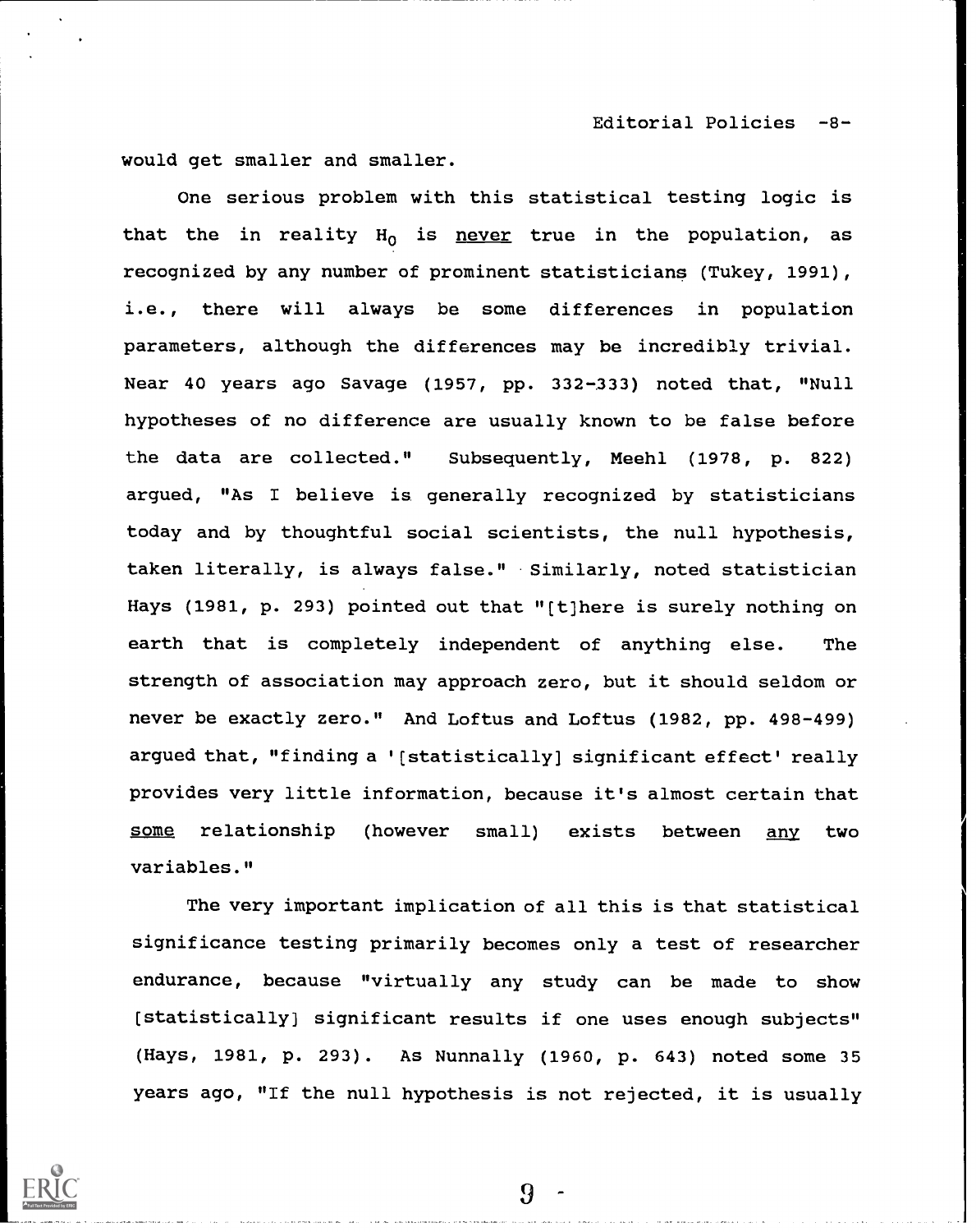would get smaller and smaller.

One serious problem with this statistical testing logic is that the in reality $H_0$ is never true in the population, as recognized by any number of prominent statisticians (Tukey, 1991), i.e., there will always be some differences in population parameters, although the differences may be incredibly trivial. Near 40 years ago Savage (1957, pp. 332-333) noted that, "Null hypotheses of no difference are usually known to be false before the data are collected." Subsequently, Meehl (1978, p. 822) argued, "As I believe is generally recognized by statisticians today and by thoughtful social scientists, the null hypothesis, taken literally, is always false." Similarly, noted statistician Hays (1981, p. 293) pointed out that "[t]here is surely nothing on earth that is completely independent of anything else. The strength of association may approach zero, but it should seldom or never be exactly zero." And Loftus and Loftus (1982, pp. 498-499) argued that, "finding a '[statistically] significant effect' really provides very little information, because it's almost certain that some relationship (however small) exists between any two variables."

The very important implication of all this is that statistical significance testing primarily becomes only a test of researcher endurance, because "virtually any study can be made to show [statistically] significant results if one uses enough subjects" (Hays, 1981, p. 293). As Nunnally (1960, p. 643) noted some 35 years ago, "If the null hypothesis is not rejected, it is usually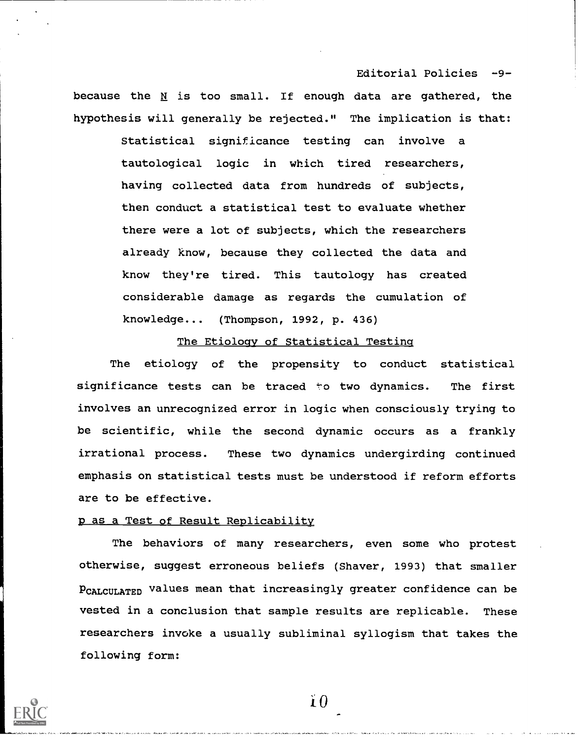because the *N* is too small. If enough data are gathered, the hypothesis will generally be rejected." The implication is that:

> Statistical significance testing can involve a tautological logic in which tired researchers, having collected data from hundreds of subjects, then conduct a statistical test to evaluate whether there were a lot of subjects, which the researchers already know, because they collected the data and know they're tired. This tautology has created considerable damage as regards the cumulation of knowledge... (Thompson, 1992, p. 436)

## The Etiology of Statistical Testing

The etiology of the propensity to conduct statistical significance tests can be traced to two dynamics. The first involves an unrecognized error in logic when consciously trying to be scientific, while the second dynamic occurs as a frankly irrational process. These two dynamics undergirding continued emphasis on statistical tests must be understood if reform efforts are to be effective.

### *p* as a Test of Result Replicability

The behaviors of many researchers, even some who protest otherwise, suggest erroneous beliefs (Shaver, 1993) that smaller $p_{CALCULATED}$ values mean that increasingly greater confidence can be vested in a conclusion that sample results are replicable. These researchers invoke a usually subliminal syllogism that takes the following form: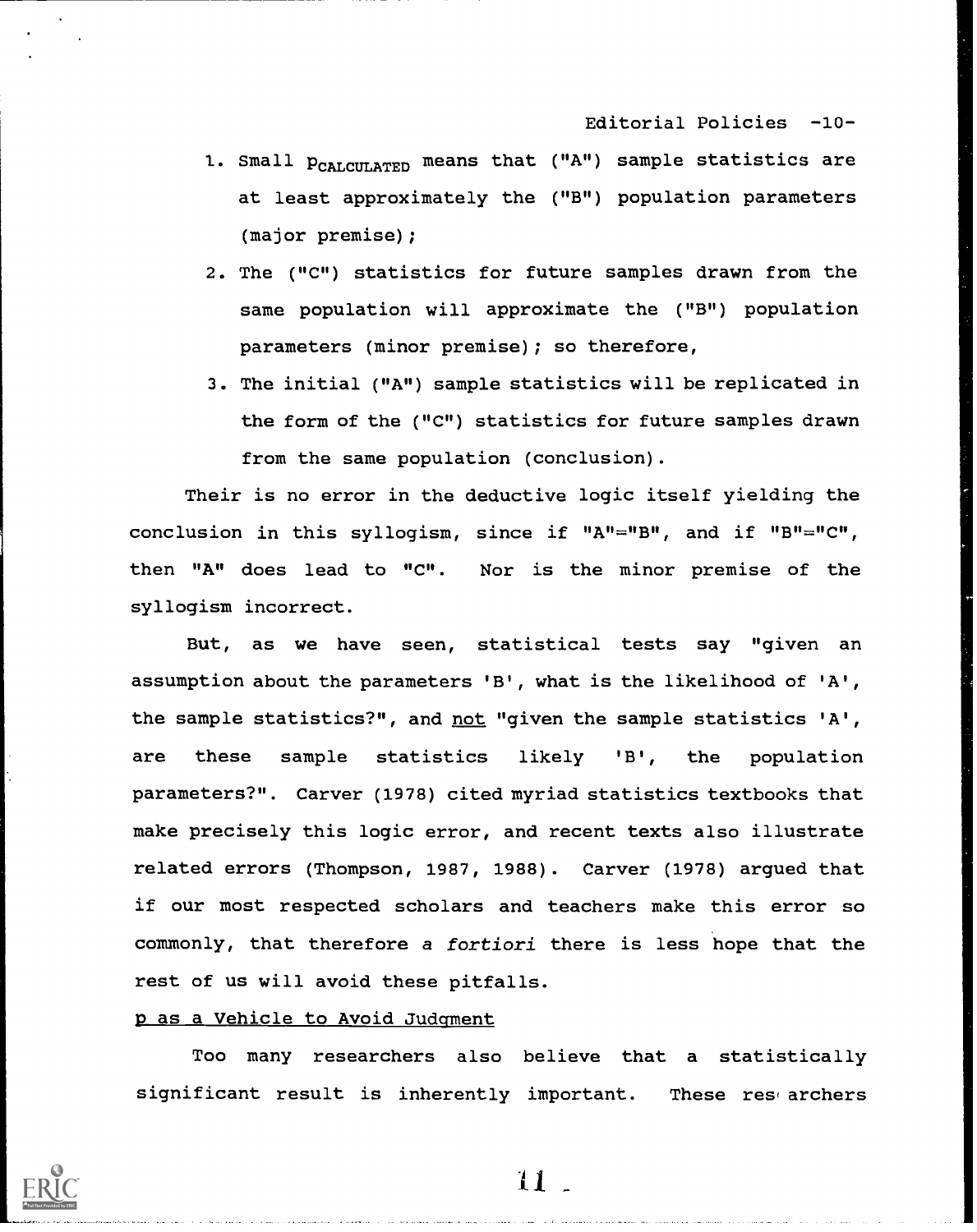1. Small $p_{CALCULATED}$ means that ("A") sample statistics are at least approximately the ("B") population parameters (major premise);
2. The ("C") statistics for future samples drawn from the same population will approximate the ("B") population parameters (minor premise); so therefore,
3. The initial ("A") sample statistics will be replicated in the form of the ("C") statistics for future samples drawn from the same population (conclusion).

Their is no error in the deductive logic itself yielding the conclusion in this syllogism, since if "A"="B", and if "B"="C", then "A" does lead to "C". Nor is the minor premise of the syllogism incorrect.

But, as we have seen, statistical tests say "given an assumption about the parameters 'B', what is the likelihood of 'A', the sample statistics?", and <u>not</u> "given the sample statistics 'A', are these sample statistics likely 'B', the population parameters?". Carver (1978) cited myriad statistics textbooks that make precisely this logic error, and recent texts also illustrate related errors (Thompson, 1987, 1988). Carver (1978) argued that if our most respected scholars and teachers make this error so commonly, that therefore *a fortiori* there is less hope that the rest of us will avoid these pitfalls.

<u>p as a Vehicle to Avoid Judgment</u>

Too many researchers also believe that a statistically significant result is inherently important. These researchers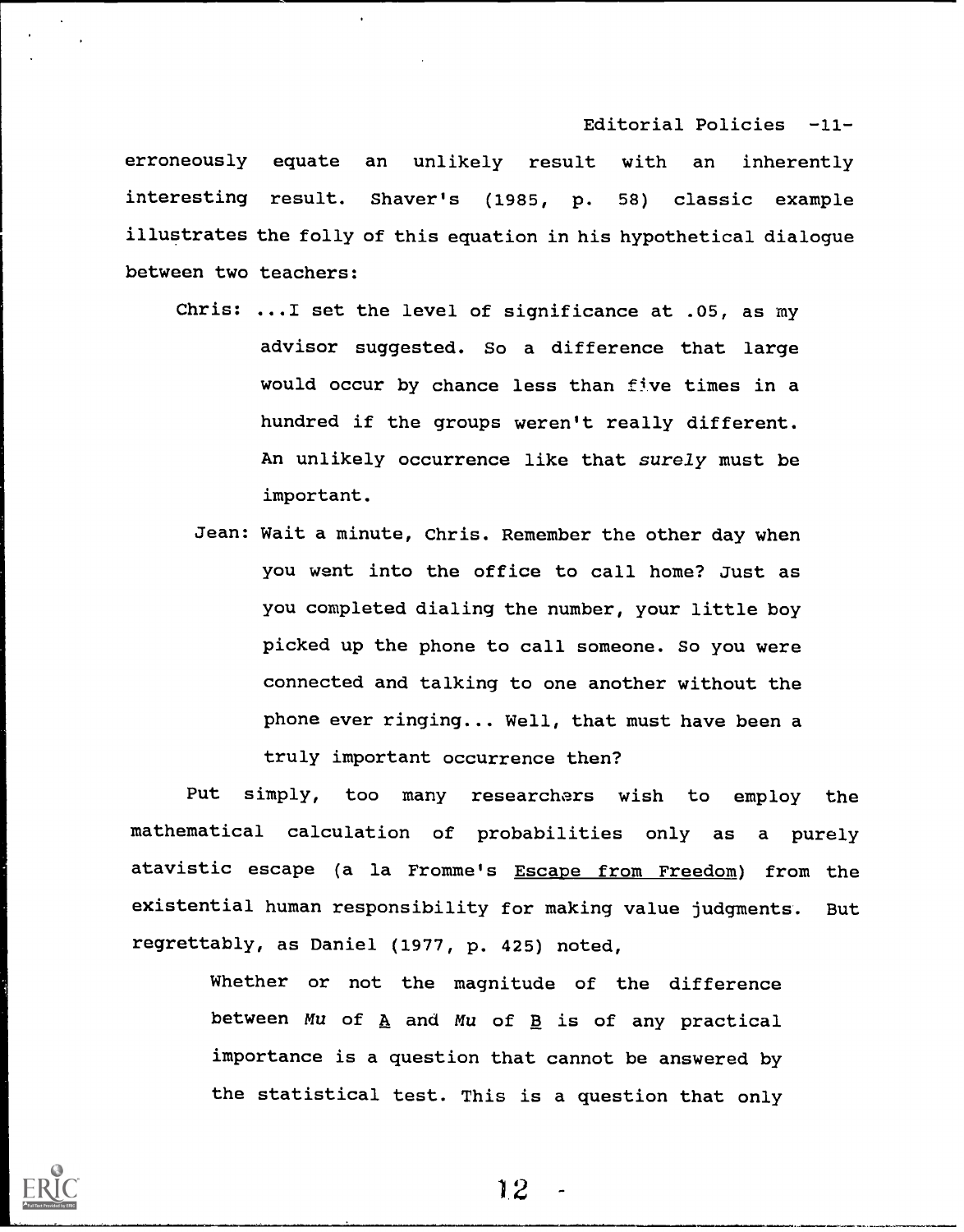erroneously equate an unlikely result with an inherently interesting result. Shaver's (1985, p. 58) classic example illustrates the folly of this equation in his hypothetical dialogue between two teachers:

> Chris: ...I set the level of significance at .05, as my advisor suggested. So a difference that large would occur by chance less than five times in a hundred if the groups weren't really different. An unlikely occurrence like that *surely* must be important.
>
> Jean: Wait a minute, Chris. Remember the other day when you went into the office to call home? Just as you completed dialing the number, your little boy picked up the phone to call someone. So you were connected and talking to one another without the phone ever ringing... Well, that must have been a truly important occurrence then?

Put simply, too many researchers wish to employ the mathematical calculation of probabilities only as a purely atavistic escape (a la Fromme's Escape from Freedom) from the existential human responsibility for making value judgments. But regrettably, as Daniel (1977, p. 425) noted,

> Whether or not the magnitude of the difference between *Mu* of A and *Mu* of B is of any practical importance is a question that cannot be answered by the statistical test. This is a question that only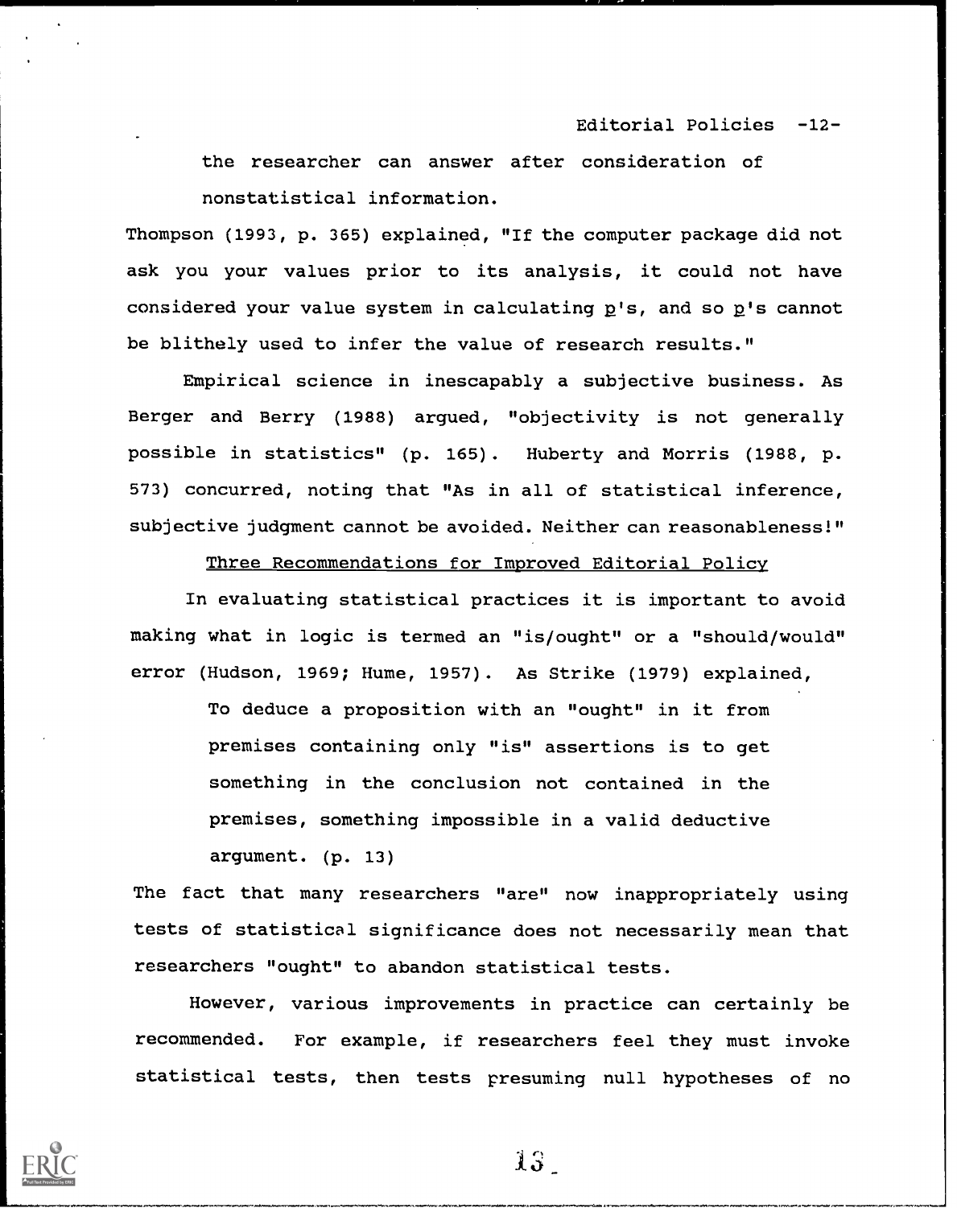the researcher can answer after consideration of nonstatistical information.

Thompson (1993, p. 365) explained, "If the computer package did not ask you your values prior to its analysis, it could not have considered your value system in calculating *p*'s, and so *p*'s cannot be blithely used to infer the value of research results."

Empirical science in inescapably a subjective business. As Berger and Berry (1988) argued, "objectivity is not generally possible in statistics" (p. 165). Huberty and Morris (1988, p. 573) concurred, noting that "As in all of statistical inference, subjective judgment cannot be avoided. Neither can reasonableness!"

## Three Recommendations for Improved Editorial Policy

In evaluating statistical practices it is important to avoid making what in logic is termed an "is/ought" or a "should/would" error (Hudson, 1969; Hume, 1957). As Strike (1979) explained,

> To deduce a proposition with an "ought" in it from premises containing only "is" assertions is to get something in the conclusion not contained in the premises, something impossible in a valid deductive argument. (p. 13)

The fact that many researchers "are" now inappropriately using tests of statistical significance does not necessarily mean that researchers "ought" to abandon statistical tests.

However, various improvements in practice can certainly be recommended. For example, if researchers feel they must invoke statistical tests, then tests presuming null hypotheses of no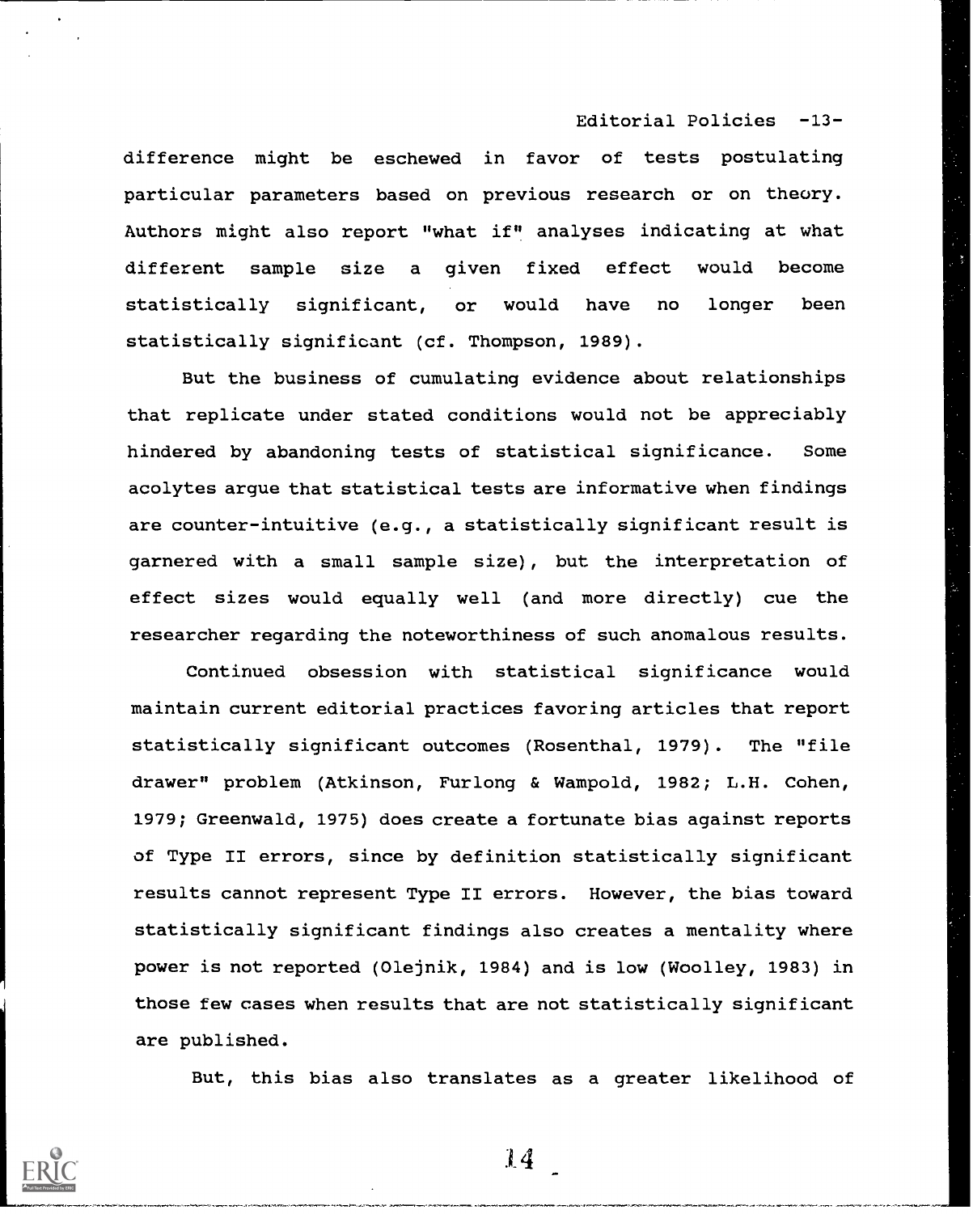difference might be eschewed in favor of tests postulating particular parameters based on previous research or on theory. Authors might also report "what if" analyses indicating at what different sample size a given fixed effect would become statistically significant, or would have no longer been statistically significant (cf. Thompson, 1989).

But the business of cumulating evidence about relationships that replicate under stated conditions would not be appreciably hindered by abandoning tests of statistical significance. Some acolytes argue that statistical tests are informative when findings are counter-intuitive (e.g., a statistically significant result is garnered with a small sample size), but the interpretation of effect sizes would equally well (and more directly) cue the researcher regarding the noteworthiness of such anomalous results.

Continued obsession with statistical significance would maintain current editorial practices favoring articles that report statistically significant outcomes (Rosenthal, 1979). The "file drawer" problem (Atkinson, Furlong & Wampold, 1982; L.H. Cohen, 1979; Greenwald, 1975) does create a fortunate bias against reports of Type II errors, since by definition statistically significant results cannot represent Type II errors. However, the bias toward statistically significant findings also creates a mentality where power is not reported (Olejnik, 1984) and is low (Woolley, 1983) in those few cases when results that are not statistically significant are published.

But, this bias also translates as a greater likelihood of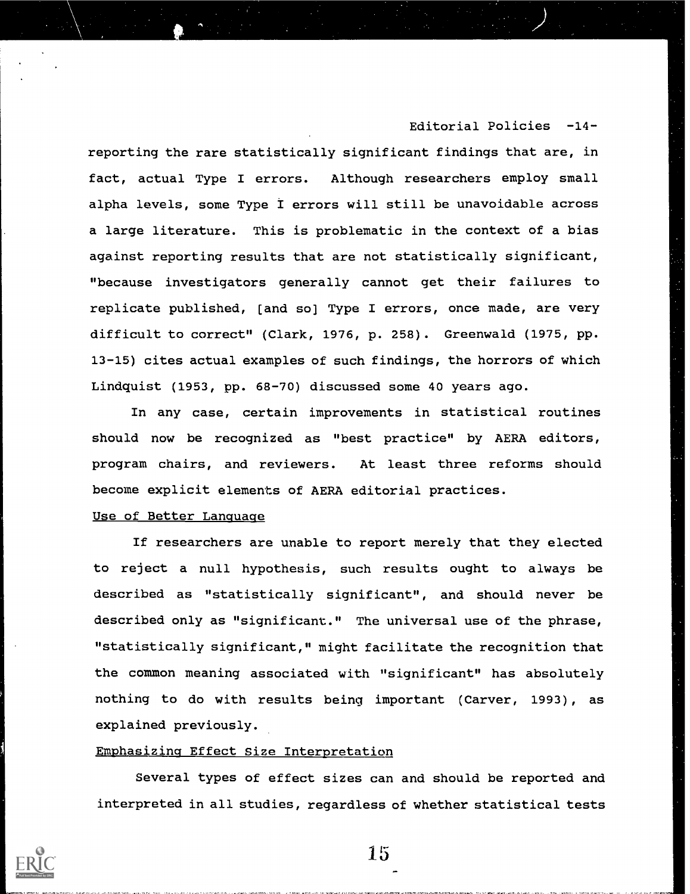reporting the rare statistically significant findings that are, in fact, actual Type I errors. Although researchers employ small alpha levels, some Type I errors will still be unavoidable across a large literature. This is problematic in the context of a bias against reporting results that are not statistically significant, "because investigators generally cannot get their failures to replicate published, [and so] Type I errors, once made, are very difficult to correct" (Clark, 1976, p. 258). Greenwald (1975, pp. 13-15) cites actual examples of such findings, the horrors of which Lindquist (1953, pp. 68-70) discussed some 40 years ago.

In any case, certain improvements in statistical routines should now be recognized as "best practice" by AERA editors, program chairs, and reviewers. At least three reforms should become explicit elements of AERA editorial practices.

Use of Better Language

If researchers are unable to report merely that they elected to reject a null hypothesis, such results ought to always be described as "statistically significant", and should never be described only as "significant." The universal use of the phrase, "statistically significant," might facilitate the recognition that the common meaning associated with "significant" has absolutely nothing to do with results being important (Carver, 1993), as explained previously.

Emphasizing Effect Size Interpretation

Several types of effect sizes can and should be reported and interpreted in all studies, regardless of whether statistical tests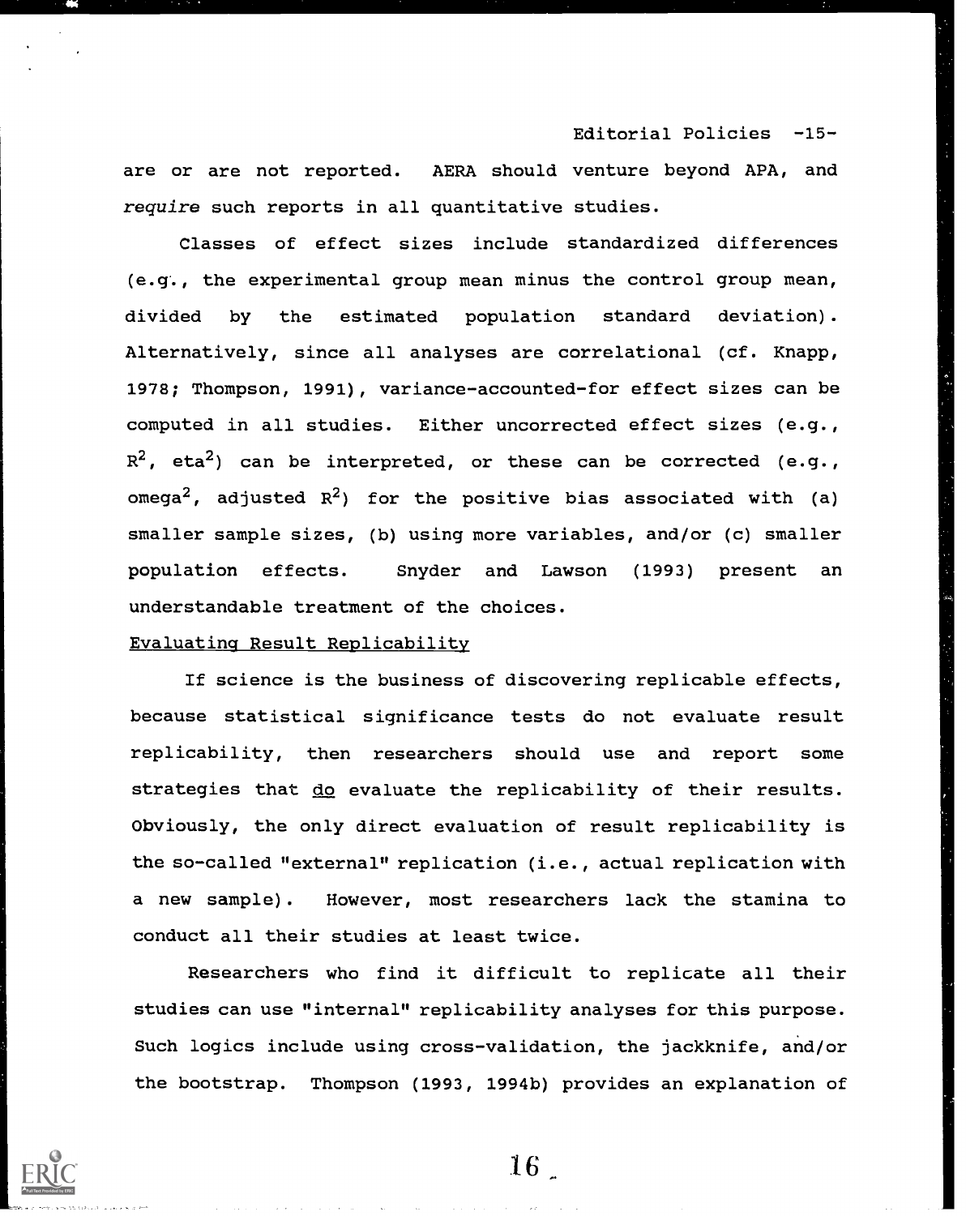are or are not reported. AERA should venture beyond APA, and *require* such reports in all quantitative studies.

Classes of effect sizes include standardized differences (e.g., the experimental group mean minus the control group mean, divided by the estimated population standard deviation). Alternatively, since all analyses are correlational (cf. Knapp, 1978; Thompson, 1991), variance-accounted-for effect sizes can be computed in all studies. Either uncorrected effect sizes (e.g., $R^2$, eta$^2$) can be interpreted, or these can be corrected (e.g., omega$^2$, adjusted $R^2$) for the positive bias associated with (a) smaller sample sizes, (b) using more variables, and/or (c) smaller population effects. Snyder and Lawson (1993) present an understandable treatment of the choices.

Evaluating Result Replicability

If science is the business of discovering replicable effects, because statistical significance tests do not evaluate result replicability, then researchers should use and report some strategies that do evaluate the replicability of their results. Obviously, the only direct evaluation of result replicability is the so-called "external" replication (i.e., actual replication with a new sample). However, most researchers lack the stamina to conduct all their studies at least twice.

Researchers who find it difficult to replicate all their studies can use "internal" replicability analyses for this purpose. Such logics include using cross-validation, the jackknife, and/or the bootstrap. Thompson (1993, 1994b) provides an explanation of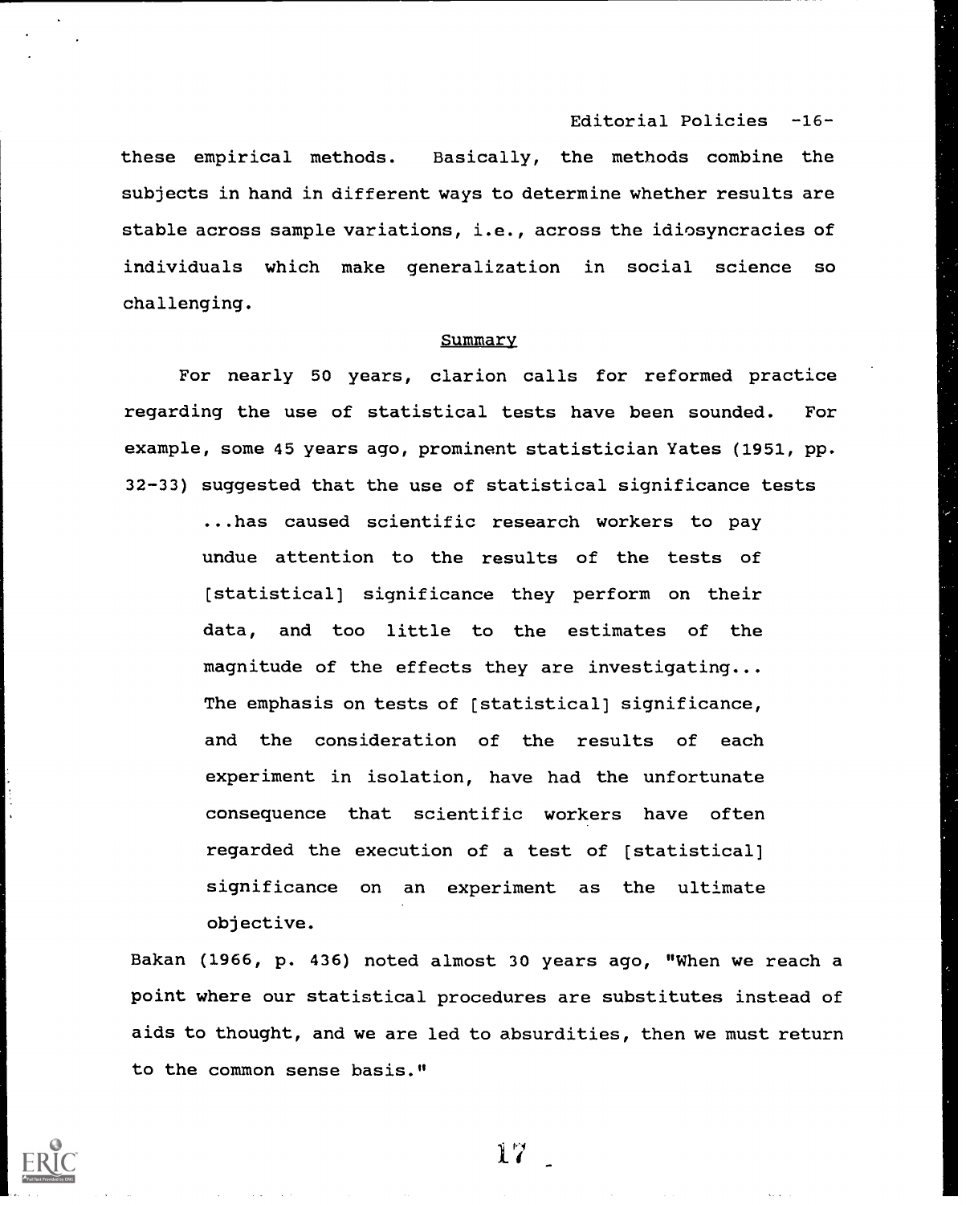these empirical methods. Basically, the methods combine the subjects in hand in different ways to determine whether results are stable across sample variations, i.e., across the idiosyncracies of individuals which make generalization in social science so challenging.

## Summary

For nearly 50 years, clarion calls for reformed practice regarding the use of statistical tests have been sounded. For example, some 45 years ago, prominent statistician Yates (1951, pp. 32-33) suggested that the use of statistical significance tests

> ...has caused scientific research workers to pay undue attention to the results of the tests of [statistical] significance they perform on their data, and too little to the estimates of the magnitude of the effects they are investigating... The emphasis on tests of [statistical] significance, and the consideration of the results of each experiment in isolation, have had the unfortunate consequence that scientific workers have often regarded the execution of a test of [statistical] significance on an experiment as the ultimate objective.

Bakan (1966, p. 436) noted almost 30 years ago, "When we reach a point where our statistical procedures are substitutes instead of aids to thought, and we are led to absurdities, then we must return to the common sense basis."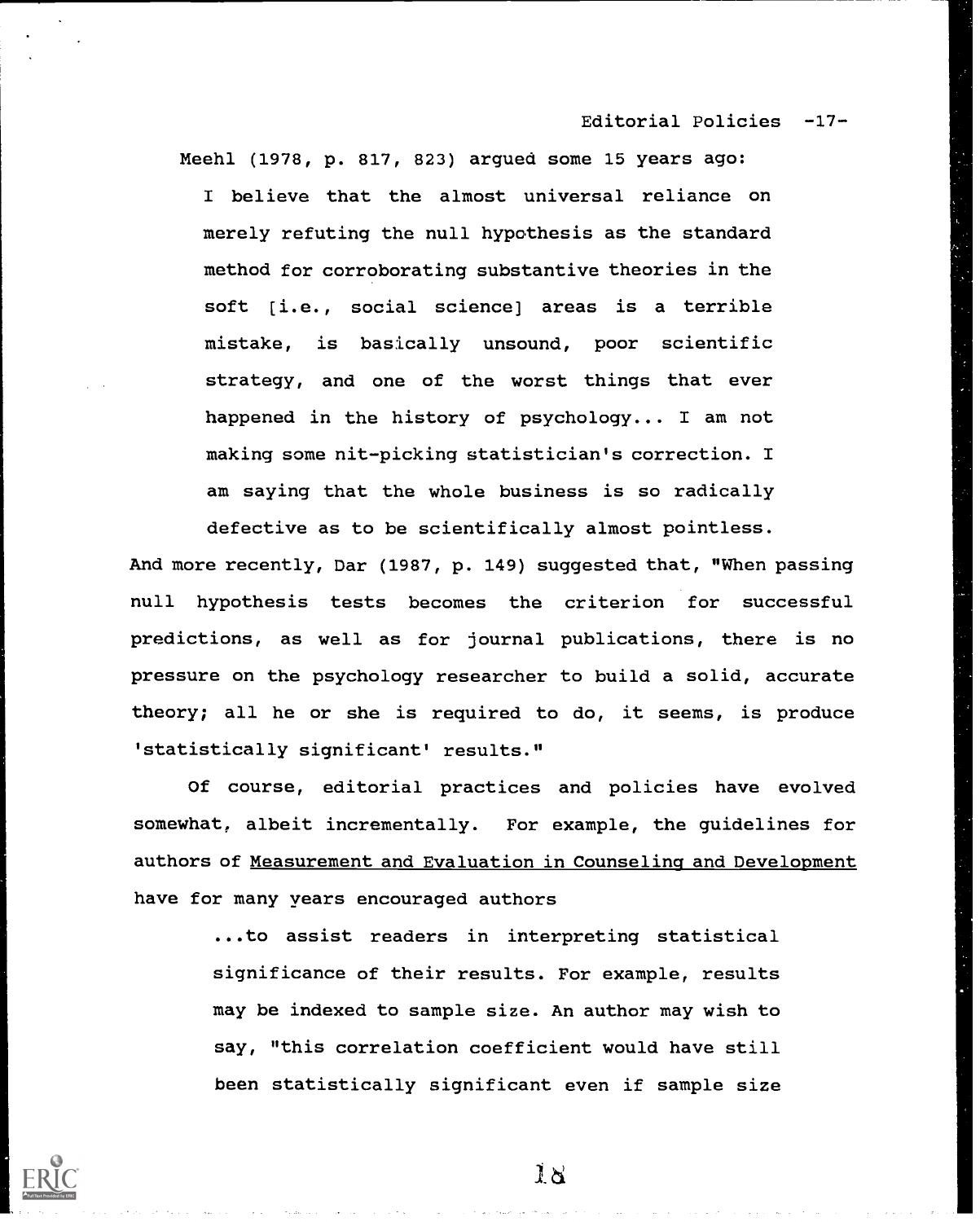Meehl (1978, p. 817, 823) argued some 15 years ago:

> I believe that the almost universal reliance on merely refuting the null hypothesis as the standard method for corroborating substantive theories in the soft [i.e., social science] areas is a terrible mistake, is basically unsound, poor scientific strategy, and one of the worst things that ever happened in the history of psychology... I am not making some nit-picking statistician's correction. I am saying that the whole business is so radically defective as to be scientifically almost pointless.

And more recently, Dar (1987, p. 149) suggested that, "When passing null hypothesis tests becomes the criterion for successful predictions, as well as for journal publications, there is no pressure on the psychology researcher to build a solid, accurate theory; all he or she is required to do, it seems, is produce 'statistically significant' results."

Of course, editorial practices and policies have evolved somewhat, albeit incrementally. For example, the guidelines for authors of Measurement and Evaluation in Counseling and Development have for many years encouraged authors

> ...to assist readers in interpreting statistical significance of their results. For example, results may be indexed to sample size. An author may wish to say, "this correlation coefficient would have still been statistically significant even if sample size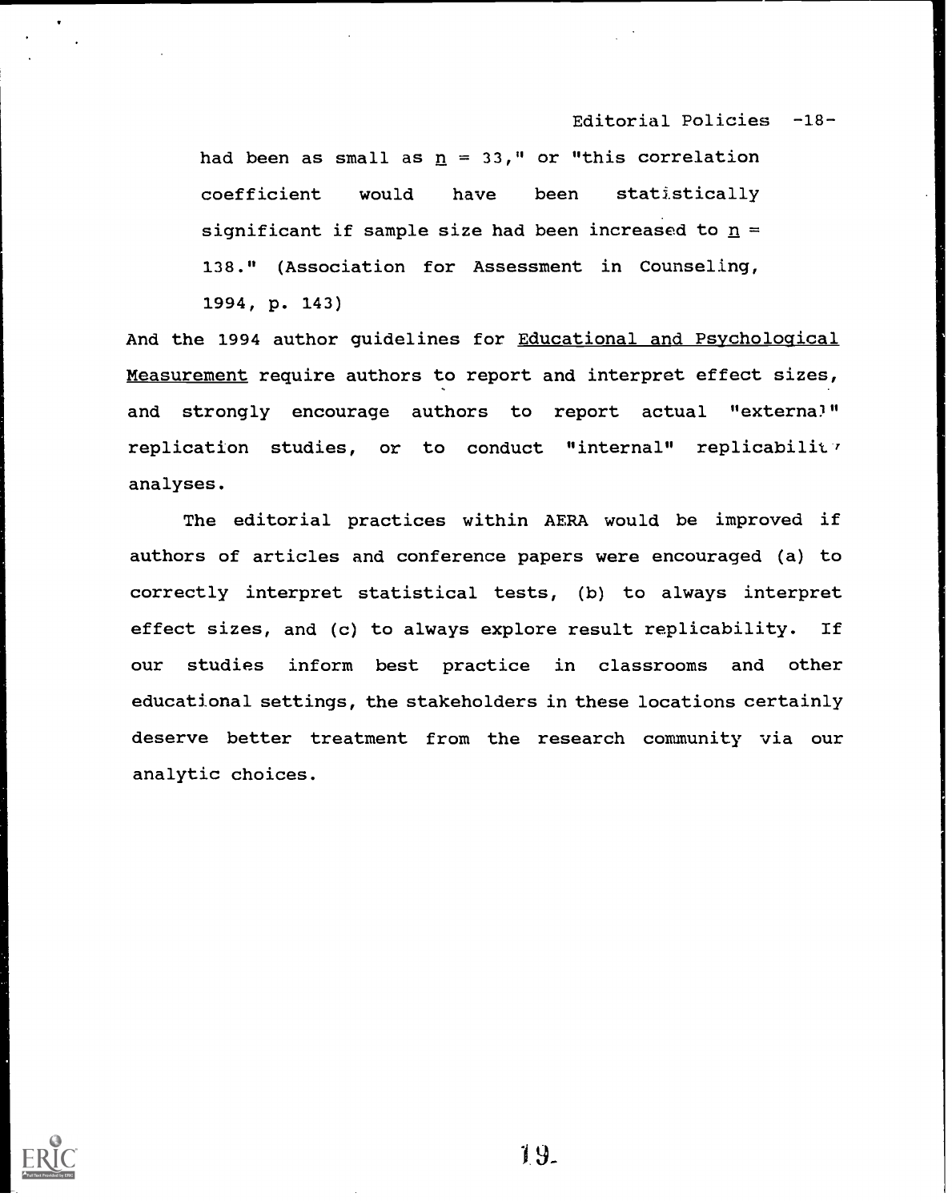> had been as small as $n = 33$," or "this correlation coefficient would have been statistically significant if sample size had been increased to $n = 138$." (Association for Assessment in Counseling, 1994, p. 143)

And the 1994 author guidelines for Educational and Psychological Measurement require authors to report and interpret effect sizes, and strongly encourage authors to report actual "external" replication studies, or to conduct "internal" replicability analyses.

The editorial practices within AERA would be improved if authors of articles and conference papers were encouraged (a) to correctly interpret statistical tests, (b) to always interpret effect sizes, and (c) to always explore result replicability. If our studies inform best practice in classrooms and other educational settings, the stakeholders in these locations certainly deserve better treatment from the research community via our analytic choices.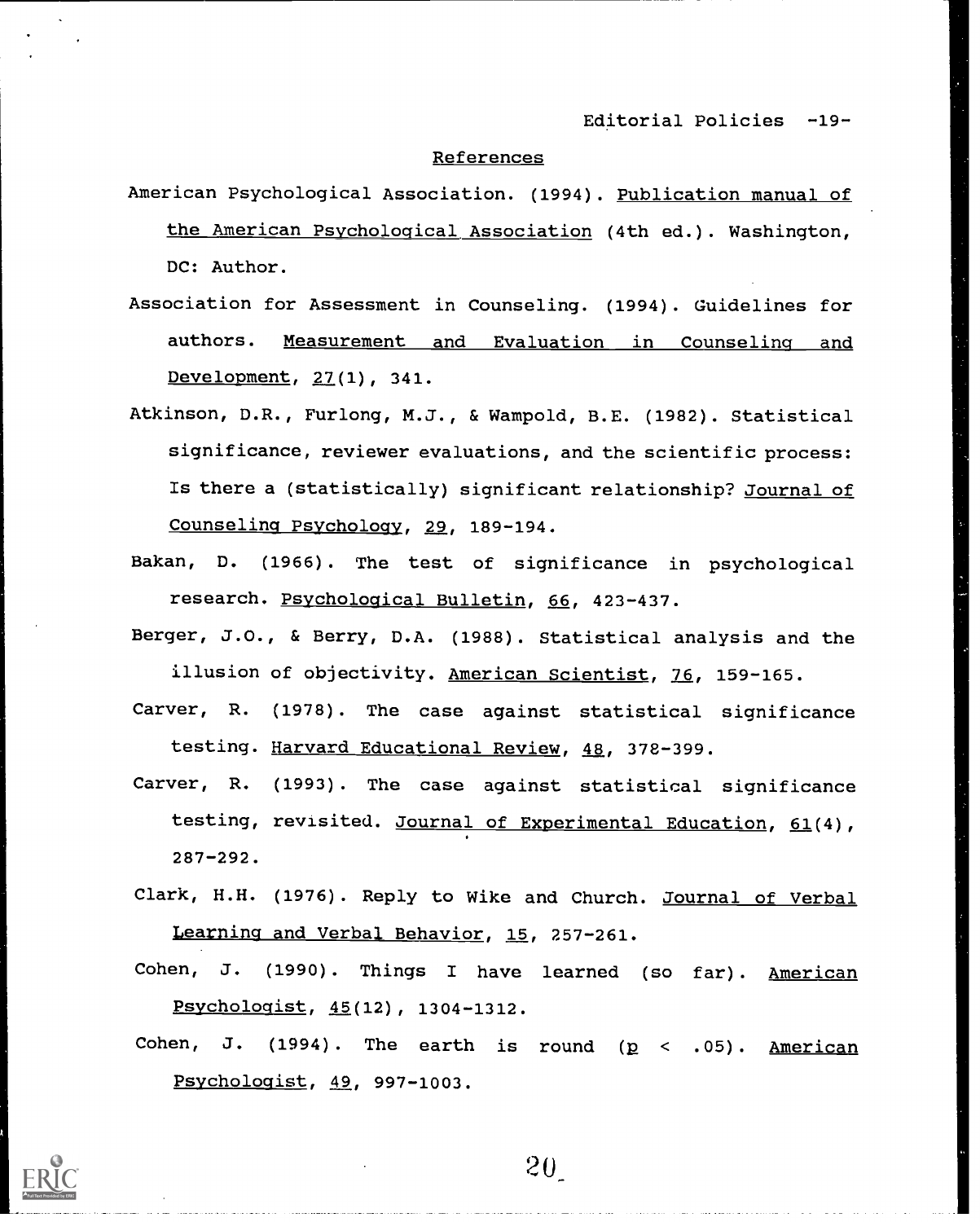## References

American Psychological Association. (1994). Publication manual of the American Psychological Association (4th ed.). Washington, DC: Author.

Association for Assessment in Counseling. (1994). Guidelines for authors. Measurement and Evaluation in Counseling and Development, 27(1), 341.

Atkinson, D.R., Furlong, M.J., & Wampold, B.E. (1982). Statistical significance, reviewer evaluations, and the scientific process: Is there a (statistically) significant relationship? Journal of Counseling Psychology, 29, 189-194.

Bakan, D. (1966). The test of significance in psychological research. Psychological Bulletin, 66, 423-437.

Berger, J.O., & Berry, D.A. (1988). Statistical analysis and the illusion of objectivity. American Scientist, 76, 159-165.

Carver, R. (1978). The case against statistical significance testing. Harvard Educational Review, 48, 378-399.

Carver, R. (1993). The case against statistical significance testing, revisited. Journal of Experimental Education, 61(4), 287-292.

Clark, H.H. (1976). Reply to Wike and Church. Journal of Verbal Learning and Verbal Behavior, 15, 257-261.

Cohen, J. (1990). Things I have learned (so far). American Psychologist, 45(12), 1304-1312.

Cohen, J. (1994). The earth is round ($p < .05$). American Psychologist, 49, 997-1003.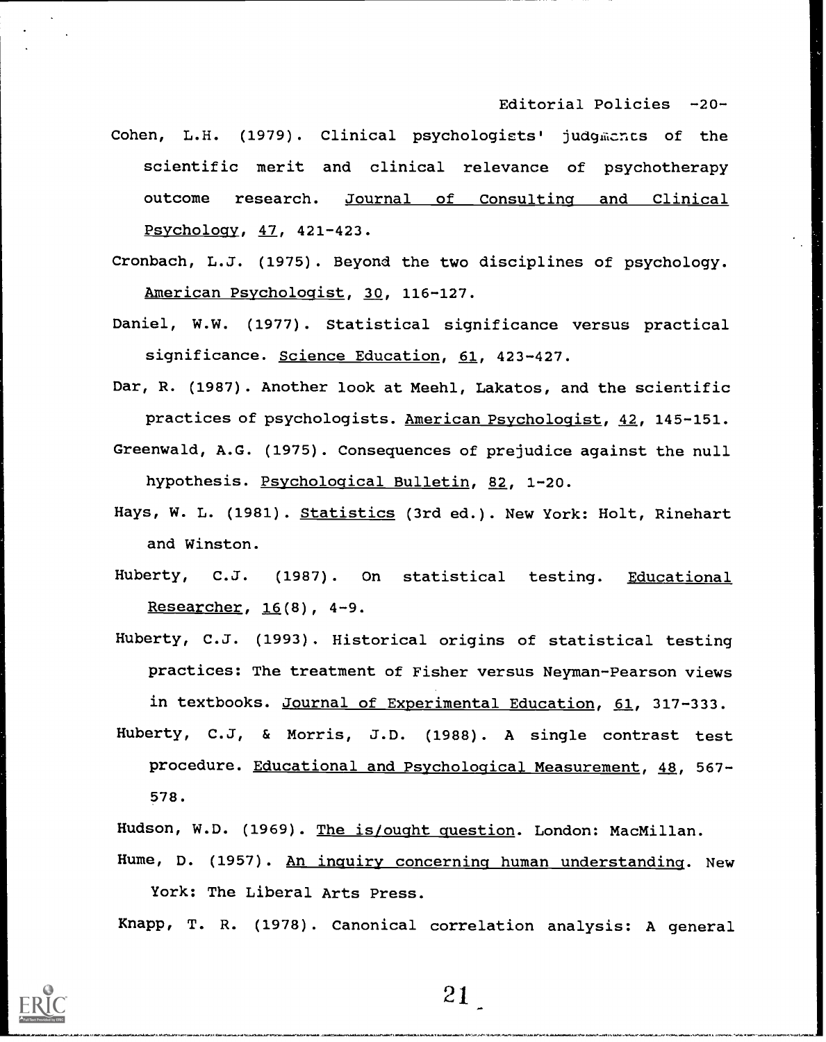Cohen, L.H. (1979). Clinical psychologists' judgments of the scientific merit and clinical relevance of psychotherapy outcome research. Journal of Consulting and Clinical Psychology, 47, 421-423.

Cronbach, L.J. (1975). Beyond the two disciplines of psychology. American Psychologist, 30, 116-127.

Daniel, W.W. (1977). Statistical significance versus practical significance. Science Education, 61, 423-427.

Dar, R. (1987). Another look at Meehl, Lakatos, and the scientific practices of psychologists. American Psychologist, 42, 145-151.

Greenwald, A.G. (1975). Consequences of prejudice against the null hypothesis. Psychological Bulletin, 82, 1-20.

Hays, W. L. (1981). Statistics (3rd ed.). New York: Holt, Rinehart and Winston.

Huberty, C.J. (1987). On statistical testing. Educational Researcher, 16(8), 4-9.

Huberty, C.J. (1993). Historical origins of statistical testing practices: The treatment of Fisher versus Neyman-Pearson views in textbooks. Journal of Experimental Education, 61, 317-333.

Huberty, C.J, & Morris, J.D. (1988). A single contrast test procedure. Educational and Psychological Measurement, 48, 567-578.

Hudson, W.D. (1969). The is/ought question. London: MacMillan.

Hume, D. (1957). An inquiry concerning human understanding. New York: The Liberal Arts Press.

Knapp, T. R. (1978). Canonical correlation analysis: A general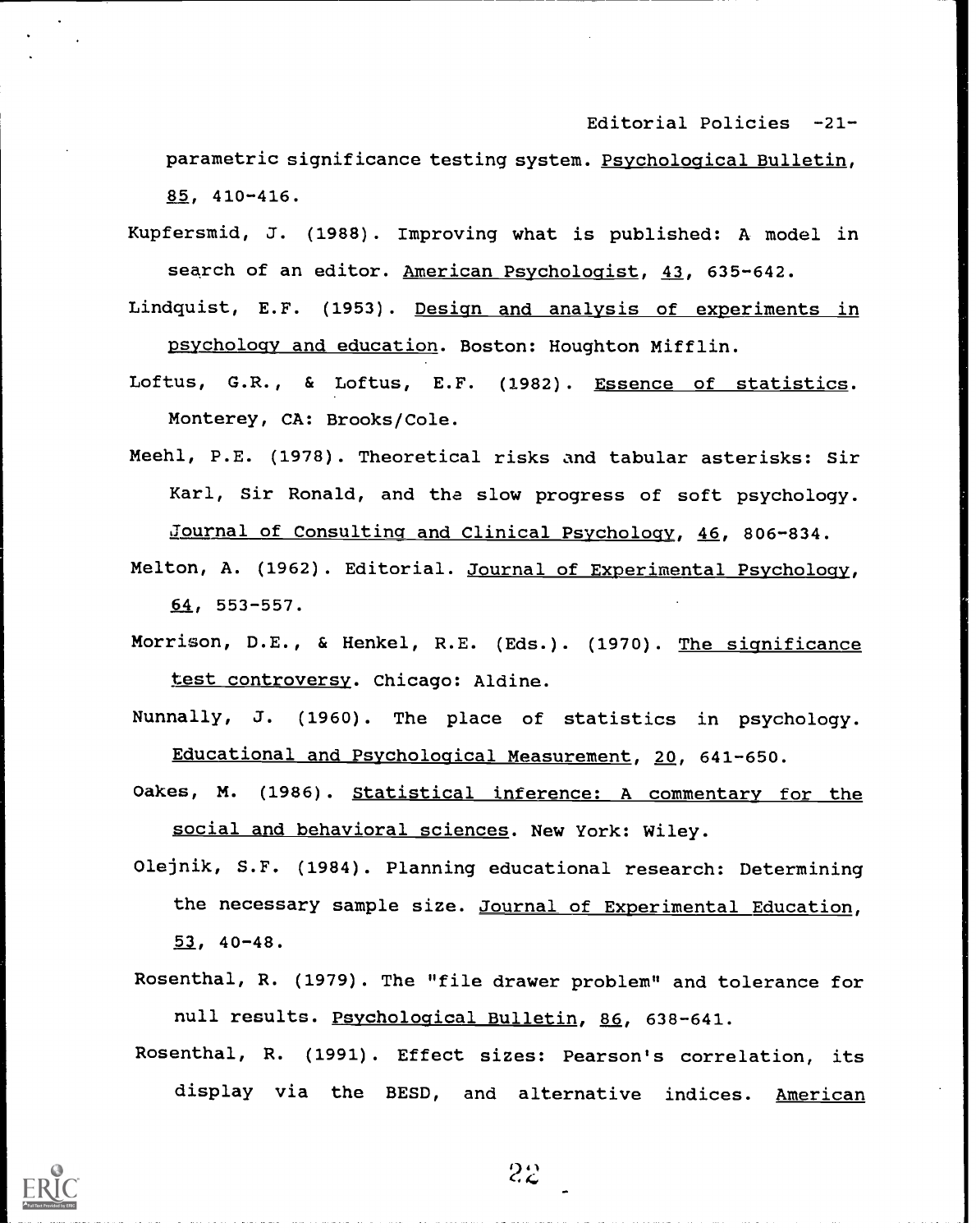parametric significance testing system. Psychological Bulletin, 85, 410-416.

Kupfersmid, J. (1988). Improving what is published: A model in search of an editor. American Psychologist, 43, 635-642.

Lindquist, E.F. (1953). Design and analysis of experiments in psychology and education. Boston: Houghton Mifflin.

Loftus, G.R., & Loftus, E.F. (1982). Essence of statistics. Monterey, CA: Brooks/Cole.

Meehl, P.E. (1978). Theoretical risks and tabular asterisks: Sir Karl, Sir Ronald, and the slow progress of soft psychology. Journal of Consulting and Clinical Psychology, 46, 806-834.

Melton, A. (1962). Editorial. Journal of Experimental Psychology, 64, 553-557.

Morrison, D.E., & Henkel, R.E. (Eds.). (1970). The significance test controversy. Chicago: Aldine.

Nunnally, J. (1960). The place of statistics in psychology. Educational and Psychological Measurement, 20, 641-650.

Oakes, M. (1986). Statistical inference: A commentary for the social and behavioral sciences. New York: Wiley.

Olejnik, S.F. (1984). Planning educational research: Determining the necessary sample size. Journal of Experimental Education, 53, 40-48.

Rosenthal, R. (1979). The "file drawer problem" and tolerance for null results. Psychological Bulletin, 86, 638-641.

Rosenthal, R. (1991). Effect sizes: Pearson's correlation, its display via the BESD, and alternative indices. American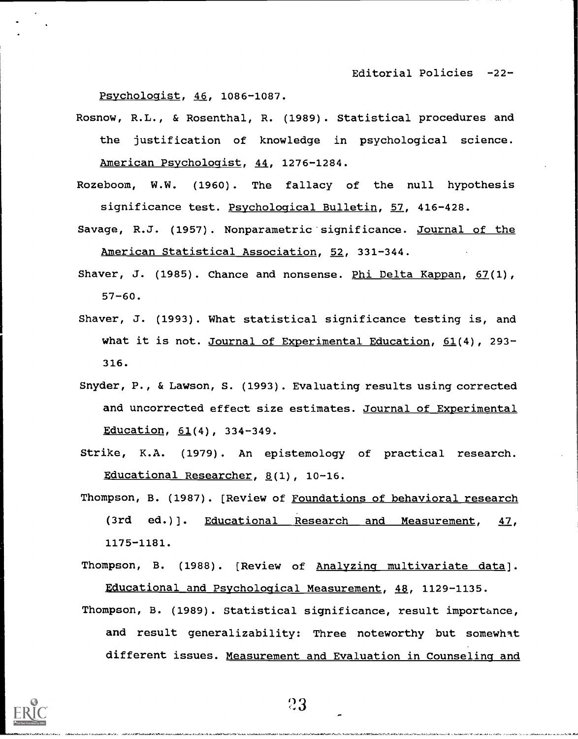Psychologist, 46, 1086-1087.

Rosnow, R.L., & Rosenthal, R. (1989). Statistical procedures and the justification of knowledge in psychological science. American Psychologist, 44, 1276-1284.

Rozeboom, W.W. (1960). The fallacy of the null hypothesis significance test. Psychological Bulletin, 57, 416-428.

Savage, R.J. (1957). Nonparametric significance. Journal of the American Statistical Association, 52, 331-344.

Shaver, J. (1985). Chance and nonsense. Phi Delta Kappan, 67(1), 57-60.

Shaver, J. (1993). What statistical significance testing is, and what it is not. Journal of Experimental Education, 61(4), 293-316.

Snyder, P., & Lawson, S. (1993). Evaluating results using corrected and uncorrected effect size estimates. Journal of Experimental Education, 61(4), 334-349.

Strike, K.A. (1979). An epistemology of practical research. Educational Researcher, 8(1), 10-16.

Thompson, B. (1987). [Review of Foundations of behavioral research (3rd ed.)]. Educational Research and Measurement, 47, 1175-1181.

Thompson, B. (1988). [Review of Analyzing multivariate data]. Educational and Psychological Measurement, 48, 1129-1135.

Thompson, B. (1989). Statistical significance, result importance, and result generalizability: Three noteworthy but somewhat different issues. Measurement and Evaluation in Counseling and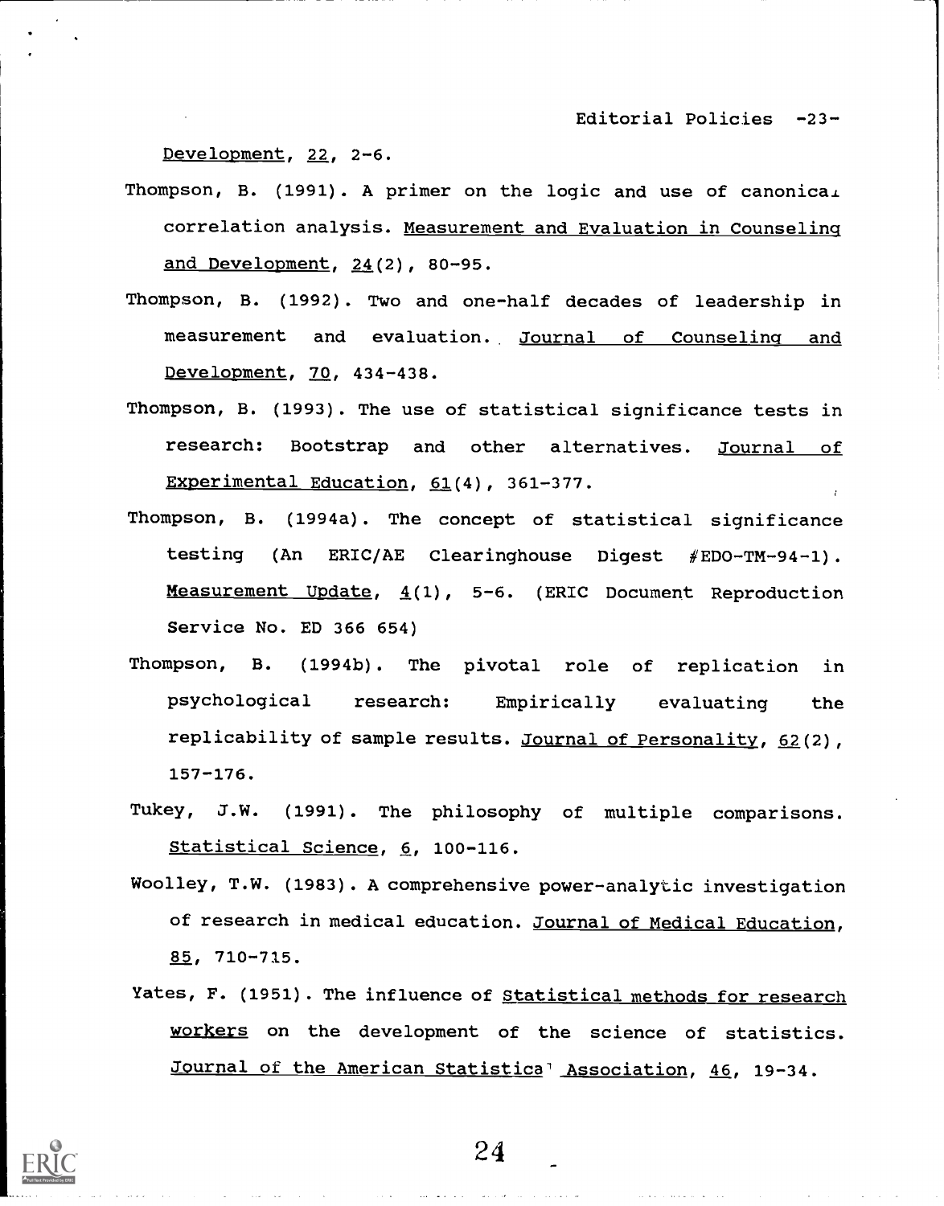Development, 22, 2-6.

Thompson, B. (1991). A primer on the logic and use of canonical correlation analysis. Measurement and Evaluation in Counseling and Development, 24(2), 80-95.

Thompson, B. (1992). Two and one-half decades of leadership in measurement and evaluation. Journal of Counseling and Development, 70, 434-438.

Thompson, B. (1993). The use of statistical significance tests in research: Bootstrap and other alternatives. Journal of Experimental Education, 61(4), 361-377.

Thompson, B. (1994a). The concept of statistical significance testing (An ERIC/AE Clearinghouse Digest #EDO-TM-94-1). Measurement Update, 4(1), 5-6. (ERIC Document Reproduction Service No. ED 366 654)

Thompson, B. (1994b). The pivotal role of replication in psychological research: Empirically evaluating the replicability of sample results. Journal of Personality, 62(2), 157-176.

Tukey, J.W. (1991). The philosophy of multiple comparisons. Statistical Science, 6, 100-116.

Woolley, T.W. (1983). A comprehensive power-analytic investigation of research in medical education. Journal of Medical Education, 85, 710-715.

Yates, F. (1951). The influence of Statistical methods for research workers on the development of the science of statistics. Journal of the American Statistical Association, 46, 19-34.